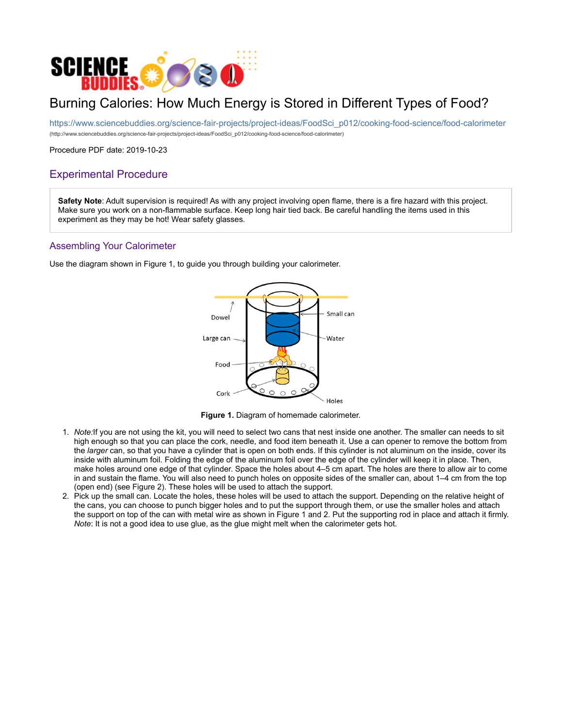# Burning Calories: How Much Energy is Stored in Different Types of Food?

https://www.sciencebuddies.org/science-fair-projects/project-ideas/FoodSci_p012/cooking-food-science/food-calorimeter
(http://www.sciencebuddies.org/science-fair-projects/project-ideas/FoodSci_p012/cooking-food-science/food-calorimeter)

Procedure PDF date: 2019-10-23

## Experimental Procedure

**Safety Note**: Adult supervision is required! As with any project involving open flame, there is a fire hazard with this project. Make sure you work on a non-flammable surface. Keep long hair tied back. Be careful handling the items used in this experiment as they may be hot! Wear safety glasses.

### Assembling Your Calorimeter

Use the diagram shown in Figure 1, to guide you through building your calorimeter.

**Figure 1.** Diagram of homemade calorimeter.

1. *Note:*If you are not using the kit, you will need to select two cans that nest inside one another. The smaller can needs to sit high enough so that you can place the cork, needle, and food item beneath it. Use a can opener to remove the bottom from the *larger* can, so that you have a cylinder that is open on both ends. If this cylinder is not aluminum on the inside, cover its inside with aluminum foil. Folding the edge of the aluminum foil over the edge of the cylinder will keep it in place. Then, make holes around one edge of that cylinder. Space the holes about 4–5 cm apart. The holes are there to allow air to come in and sustain the flame. You will also need to punch holes on opposite sides of the smaller can, about 1–4 cm from the top (open end) (see Figure 2). These holes will be used to attach the support.
2. Pick up the small can. Locate the holes, these holes will be used to attach the support. Depending on the relative height of the cans, you can choose to punch bigger holes and to put the support through them, or use the smaller holes and attach the support on top of the can with metal wire as shown in Figure 1 and 2. Put the supporting rod in place and attach it firmly. *Note*: It is not a good idea to use glue, as the glue might melt when the calorimeter gets hot.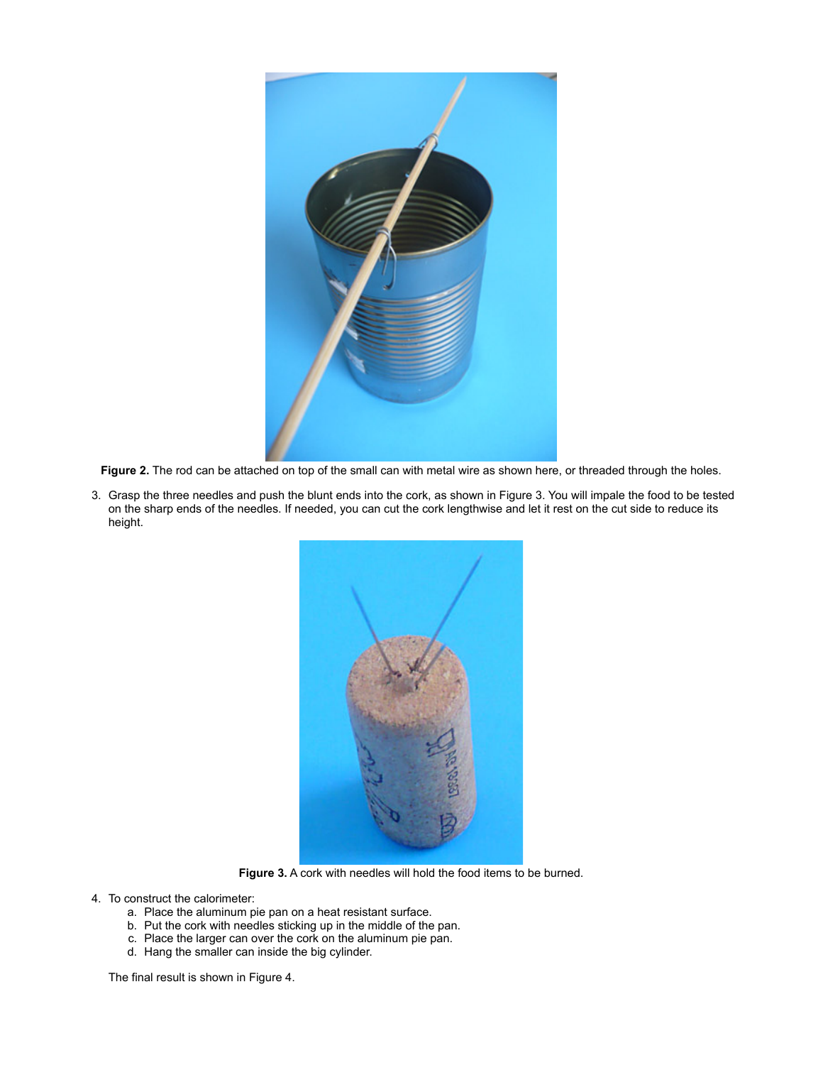**Figure 2.** The rod can be attached on top of the small can with metal wire as shown here, or threaded through the holes.

3. Grasp the three needles and push the blunt ends into the cork, as shown in Figure 3. You will impale the food to be tested on the sharp ends of the needles. If needed, you can cut the cork lengthwise and let it rest on the cut side to reduce its height.

**Figure 3.** A cork with needles will hold the food items to be burned.

4. To construct the calorimeter:
   a. Place the aluminum pie pan on a heat resistant surface.
   b. Put the cork with needles sticking up in the middle of the pan.
   c. Place the larger can over the cork on the aluminum pie pan.
   d. Hang the smaller can inside the big cylinder.

   The final result is shown in Figure 4.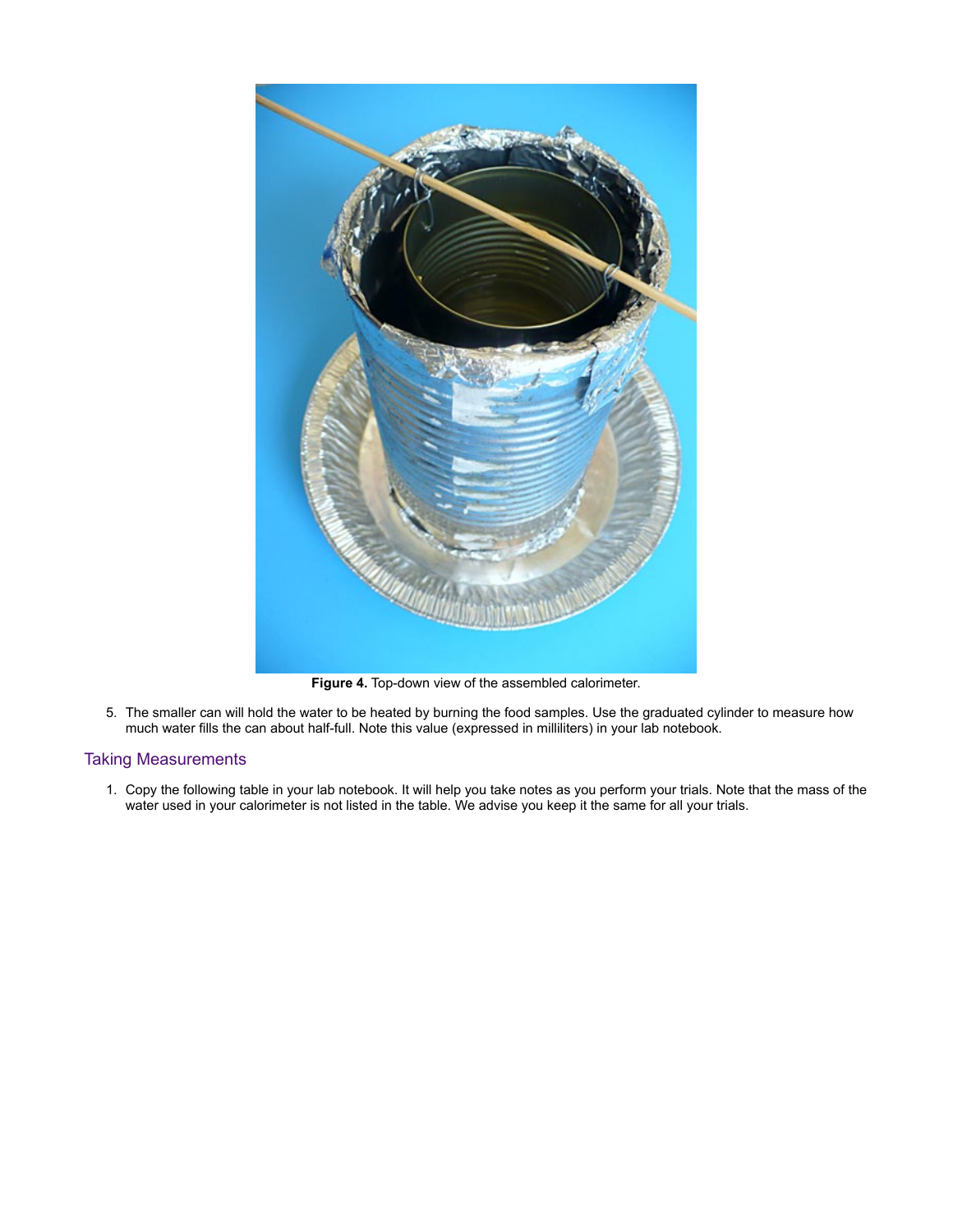**Figure 4.** Top-down view of the assembled calorimeter.

5. The smaller can will hold the water to be heated by burning the food samples. Use the graduated cylinder to measure how much water fills the can about half-full. Note this value (expressed in milliliters) in your lab notebook.

## Taking Measurements

1. Copy the following table in your lab notebook. It will help you take notes as you perform your trials. Note that the mass of the water used in your calorimeter is not listed in the table. We advise you keep it the same for all your trials.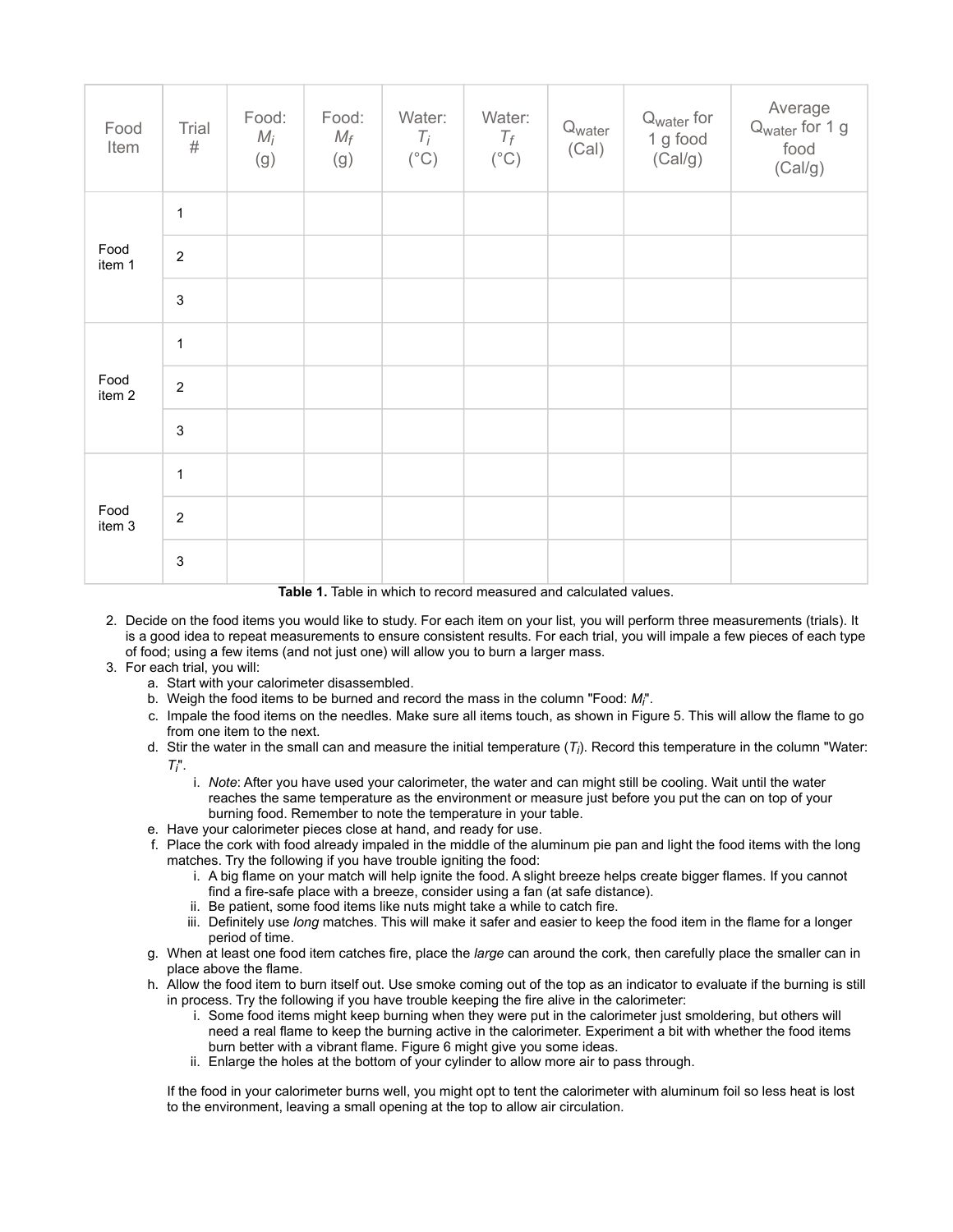| Food Item | Trial # | Food: $M_i$ (g) | Food: $M_f$ (g) | Water: $T_i$ (°C) | Water: $T_f$ (°C) | $Q_{water}$ (Cal) | $Q_{water}$ for 1 g food (Cal/g) | Average $Q_{water}$ for 1 g food (Cal/g) |
|---|---|---|---|---|---|---|---|---|
| Food item 1 | 1 | | | | | | | |
| | 2 | | | | | | | |
| | 3 | | | | | | | |
| Food item 2 | 1 | | | | | | | |
| | 2 | | | | | | | |
| | 3 | | | | | | | |
| Food item 3 | 1 | | | | | | | |
| | 2 | | | | | | | |
| | 3 | | | | | | | |

**Table 1.** Table in which to record measured and calculated values.

2. Decide on the food items you would like to study. For each item on your list, you will perform three measurements (trials). It is a good idea to repeat measurements to ensure consistent results. For each trial, you will impale a few pieces of each type of food; using a few items (and not just one) will allow you to burn a larger mass.
3. For each trial, you will:
   a. Start with your calorimeter disassembled.
   b. Weigh the food items to be burned and record the mass in the column "Food: $M_i$".
   c. Impale the food items on the needles. Make sure all items touch, as shown in Figure 5. This will allow the flame to go from one item to the next.
   d. Stir the water in the small can and measure the initial temperature ($T_i$). Record this temperature in the column "Water: $T_i$".
      i. *Note*: After you have used your calorimeter, the water and can might still be cooling. Wait until the water reaches the same temperature as the environment or measure just before you put the can on top of your burning food. Remember to note the temperature in your table.
   e. Have your calorimeter pieces close at hand, and ready for use.
   f. Place the cork with food already impaled in the middle of the aluminum pie pan and light the food items with the long matches. Try the following if you have trouble igniting the food:
      i. A big flame on your match will help ignite the food. A slight breeze helps create bigger flames. If you cannot find a fire-safe place with a breeze, consider using a fan (at safe distance).
      ii. Be patient, some food items like nuts might take a while to catch fire.
      iii. Definitely use *long* matches. This will make it safer and easier to keep the food item in the flame for a longer period of time.
   g. When at least one food item catches fire, place the *large* can around the cork, then carefully place the smaller can in place above the flame.
   h. Allow the food item to burn itself out. Use smoke coming out of the top as an indicator to evaluate if the burning is still in process. Try the following if you have trouble keeping the fire alive in the calorimeter:
      i. Some food items might keep burning when they were put in the calorimeter just smoldering, but others will need a real flame to keep the burning active in the calorimeter. Experiment a bit with whether the food items burn better with a vibrant flame. Figure 6 might give you some ideas.
      ii. Enlarge the holes at the bottom of your cylinder to allow more air to pass through.

   If the food in your calorimeter burns well, you might opt to tent the calorimeter with aluminum foil so less heat is lost to the environment, leaving a small opening at the top to allow air circulation.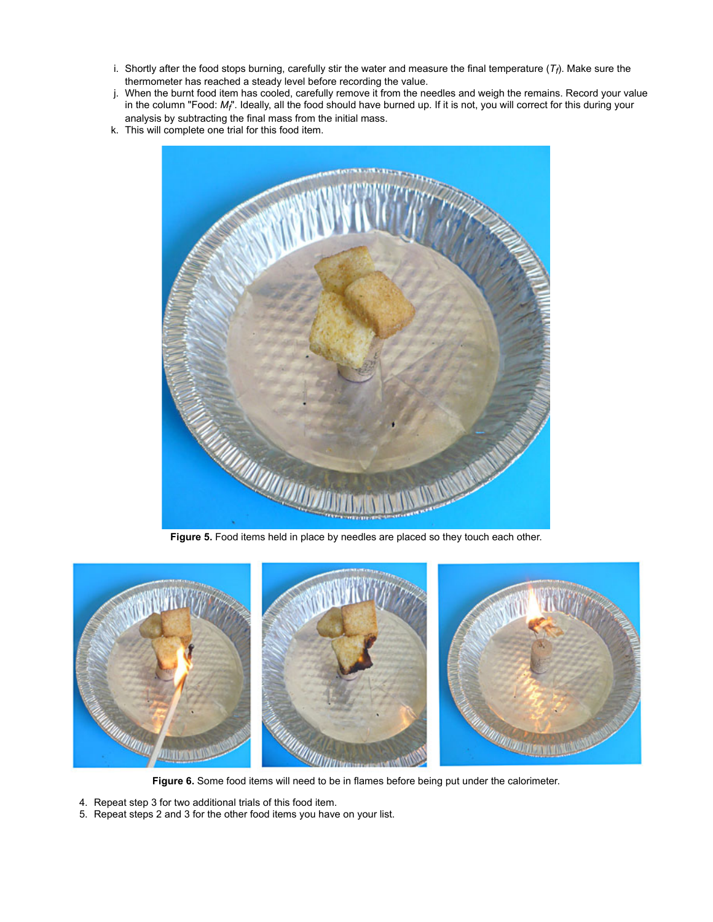i. Shortly after the food stops burning, carefully stir the water and measure the final temperature ($T_f$). Make sure the thermometer has reached a steady level before recording the value.
j. When the burnt food item has cooled, carefully remove it from the needles and weigh the remains. Record your value in the column "Food: $M_f$". Ideally, all the food should have burned up. If it is not, you will correct for this during your analysis by subtracting the final mass from the initial mass.
k. This will complete one trial for this food item.

**Figure 5.** Food items held in place by needles are placed so they touch each other.

**Figure 6.** Some food items will need to be in flames before being put under the calorimeter.

4. Repeat step 3 for two additional trials of this food item.
5. Repeat steps 2 and 3 for the other food items you have on your list.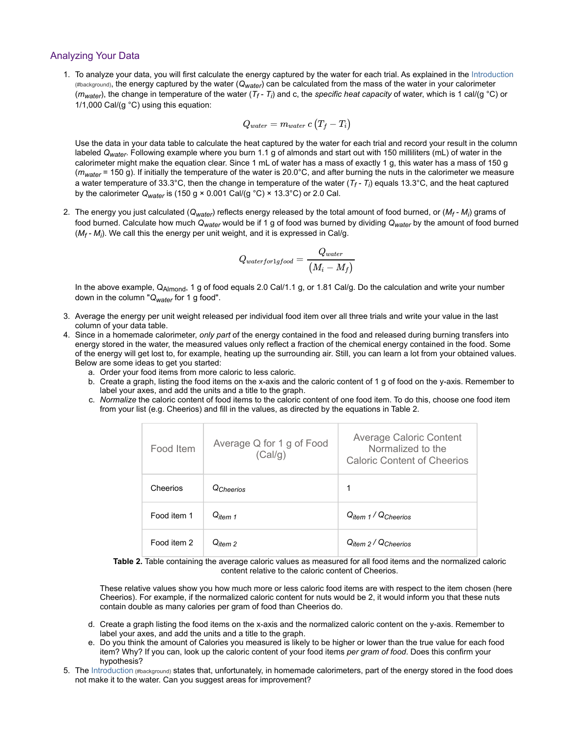## Analyzing Your Data

1. To analyze your data, you will first calculate the energy captured by the water for each trial. As explained in the Introduction (#background), the energy captured by the water ($Q_{water}$) can be calculated from the mass of the water in your calorimeter ($m_{water}$), the change in temperature of the water ($T_f$ - $T_i$) and c, the *specific heat capacity* of water, which is 1 cal/(g °C) or 1/1,000 Cal/(g °C) using this equation:

$$Q_{water} = m_{water}\, c\, (T_f - T_i)$$

   Use the data in your data table to calculate the heat captured by the water for each trial and record your result in the column labeled $Q_{water}$. Following example where you burn 1.1 g of almonds and start out with 150 milliliters (mL) of water in the calorimeter might make the equation clear. Since 1 mL of water has a mass of exactly 1 g, this water has a mass of 150 g ($m_{water}$ = 150 g). If initially the temperature of the water is 20.0°C, and after burning the nuts in the calorimeter we measure a water temperature of 33.3°C, then the change in temperature of the water ($T_f$ - $T_i$) equals 13.3°C, and the heat captured by the calorimeter $Q_{water}$ is (150 g × 0.001 Cal/(g °C) × 13.3°C) or 2.0 Cal.

2. The energy you just calculated ($Q_{water}$) reflects energy released by the total amount of food burned, or ($M_f$ - $M_i$) grams of food burned. Calculate how much $Q_{water}$ would be if 1 g of food was burned by dividing $Q_{water}$ by the amount of food burned ($M_f$ - $M_i$). We call this the energy per unit weight, and it is expressed in Cal/g.

$$Q_{water for 1 g food} = \frac{Q_{water}}{(M_i - M_f)}$$

   In the above example, $Q_{Almond}$, 1 g of food equals 2.0 Cal/1.1 g, or 1.81 Cal/g. Do the calculation and write your number down in the column "$Q_{water}$ for 1 g food".

3. Average the energy per unit weight released per individual food item over all three trials and write your value in the last column of your data table.
4. Since in a homemade calorimeter, *only part* of the energy contained in the food and released during burning transfers into energy stored in the water, the measured values only reflect a fraction of the chemical energy contained in the food. Some of the energy will get lost to, for example, heating up the surrounding air. Still, you can learn a lot from your obtained values. Below are some ideas to get you started:
   a. Order your food items from more caloric to less caloric.
   b. Create a graph, listing the food items on the x-axis and the caloric content of 1 g of food on the y-axis. Remember to label your axes, and add the units and a title to the graph.
   c. *Normalize* the caloric content of food items to the caloric content of one food item. To do this, choose one food item from your list (e.g. Cheerios) and fill in the values, as directed by the equations in Table 2.

| Food Item | Average Q for 1 g of Food (Cal/g) | Average Caloric Content Normalized to the Caloric Content of Cheerios |
|---|---|---|
| Cheerios | $Q_{Cheerios}$ | 1 |
| Food item 1 | $Q_{item\ 1}$ | $Q_{item\ 1} / Q_{Cheerios}$ |
| Food item 2 | $Q_{item\ 2}$ | $Q_{item\ 2} / Q_{Cheerios}$ |

**Table 2.** Table containing the average caloric values as measured for all food items and the normalized caloric content relative to the caloric content of Cheerios.

   These relative values show you how much more or less caloric food items are with respect to the item chosen (here Cheerios). For example, if the normalized caloric content for nuts would be 2, it would inform you that these nuts contain double as many calories per gram of food than Cheerios do.

   d. Create a graph listing the food items on the x-axis and the normalized caloric content on the y-axis. Remember to label your axes, and add the units and a title to the graph.
   e. Do you think the amount of Calories you measured is likely to be higher or lower than the true value for each food item? Why? If you can, look up the caloric content of your food items *per gram of food*. Does this confirm your hypothesis?
5. The Introduction (#background) states that, unfortunately, in homemade calorimeters, part of the energy stored in the food does not make it to the water. Can you suggest areas for improvement?